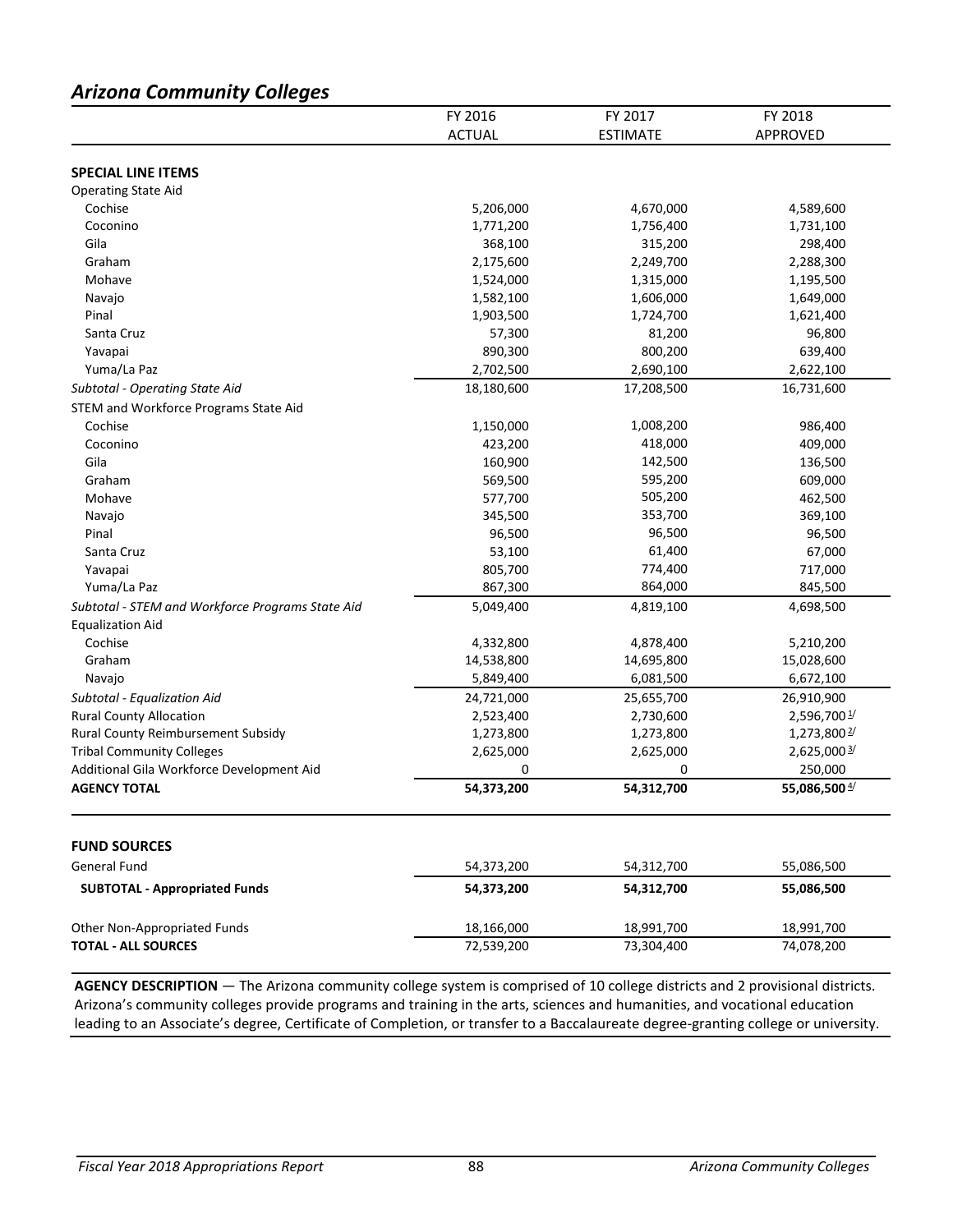## *Arizona Community Colleges*

| | FY 2016 ACTUAL | FY 2017 ESTIMATE | FY 2018 APPROVED |
|---|---|---|---|
| **SPECIAL LINE ITEMS** | | | |
| Operating State Aid | | | |
| Cochise | 5,206,000 | 4,670,000 | 4,589,600 |
| Coconino | 1,771,200 | 1,756,400 | 1,731,100 |
| Gila | 368,100 | 315,200 | 298,400 |
| Graham | 2,175,600 | 2,249,700 | 2,288,300 |
| Mohave | 1,524,000 | 1,315,000 | 1,195,500 |
| Navajo | 1,582,100 | 1,606,000 | 1,649,000 |
| Pinal | 1,903,500 | 1,724,700 | 1,621,400 |
| Santa Cruz | 57,300 | 81,200 | 96,800 |
| Yavapai | 890,300 | 800,200 | 639,400 |
| Yuma/La Paz | 2,702,500 | 2,690,100 | 2,622,100 |
| *Subtotal - Operating State Aid* | 18,180,600 | 17,208,500 | 16,731,600 |
| STEM and Workforce Programs State Aid | | | |
| Cochise | 1,150,000 | 1,008,200 | 986,400 |
| Coconino | 423,200 | 418,000 | 409,000 |
| Gila | 160,900 | 142,500 | 136,500 |
| Graham | 569,500 | 595,200 | 609,000 |
| Mohave | 577,700 | 505,200 | 462,500 |
| Navajo | 345,500 | 353,700 | 369,100 |
| Pinal | 96,500 | 96,500 | 96,500 |
| Santa Cruz | 53,100 | 61,400 | 67,000 |
| Yavapai | 805,700 | 774,400 | 717,000 |
| Yuma/La Paz | 867,300 | 864,000 | 845,500 |
| *Subtotal - STEM and Workforce Programs State Aid* | 5,049,400 | 4,819,100 | 4,698,500 |
| Equalization Aid | | | |
| Cochise | 4,332,800 | 4,878,400 | 5,210,200 |
| Graham | 14,538,800 | 14,695,800 | 15,028,600 |
| Navajo | 5,849,400 | 6,081,500 | 6,672,100 |
| *Subtotal - Equalization Aid* | 24,721,000 | 25,655,700 | 26,910,900 |
| Rural County Allocation | 2,523,400 | 2,730,600 | 2,596,700 [1/] |
| Rural County Reimbursement Subsidy | 1,273,800 | 1,273,800 | 1,273,800 [2/] |
| Tribal Community Colleges | 2,625,000 | 2,625,000 | 2,625,000 [3/] |
| Additional Gila Workforce Development Aid | 0 | 0 | 250,000 |
| **AGENCY TOTAL** | **54,373,200** | **54,312,700** | **55,086,500** [4/] |
| | | | |
| **FUND SOURCES** | | | |
| General Fund | 54,373,200 | 54,312,700 | 55,086,500 |
| **SUBTOTAL - Appropriated Funds** | **54,373,200** | **54,312,700** | **55,086,500** |
| Other Non-Appropriated Funds | 18,166,000 | 18,991,700 | 18,991,700 |
| **TOTAL - ALL SOURCES** | 72,539,200 | 73,304,400 | 74,078,200 |

**AGENCY DESCRIPTION** — The Arizona community college system is comprised of 10 college districts and 2 provisional districts. Arizona's community colleges provide programs and training in the arts, sciences and humanities, and vocational education leading to an Associate's degree, Certificate of Completion, or transfer to a Baccalaureate degree-granting college or university.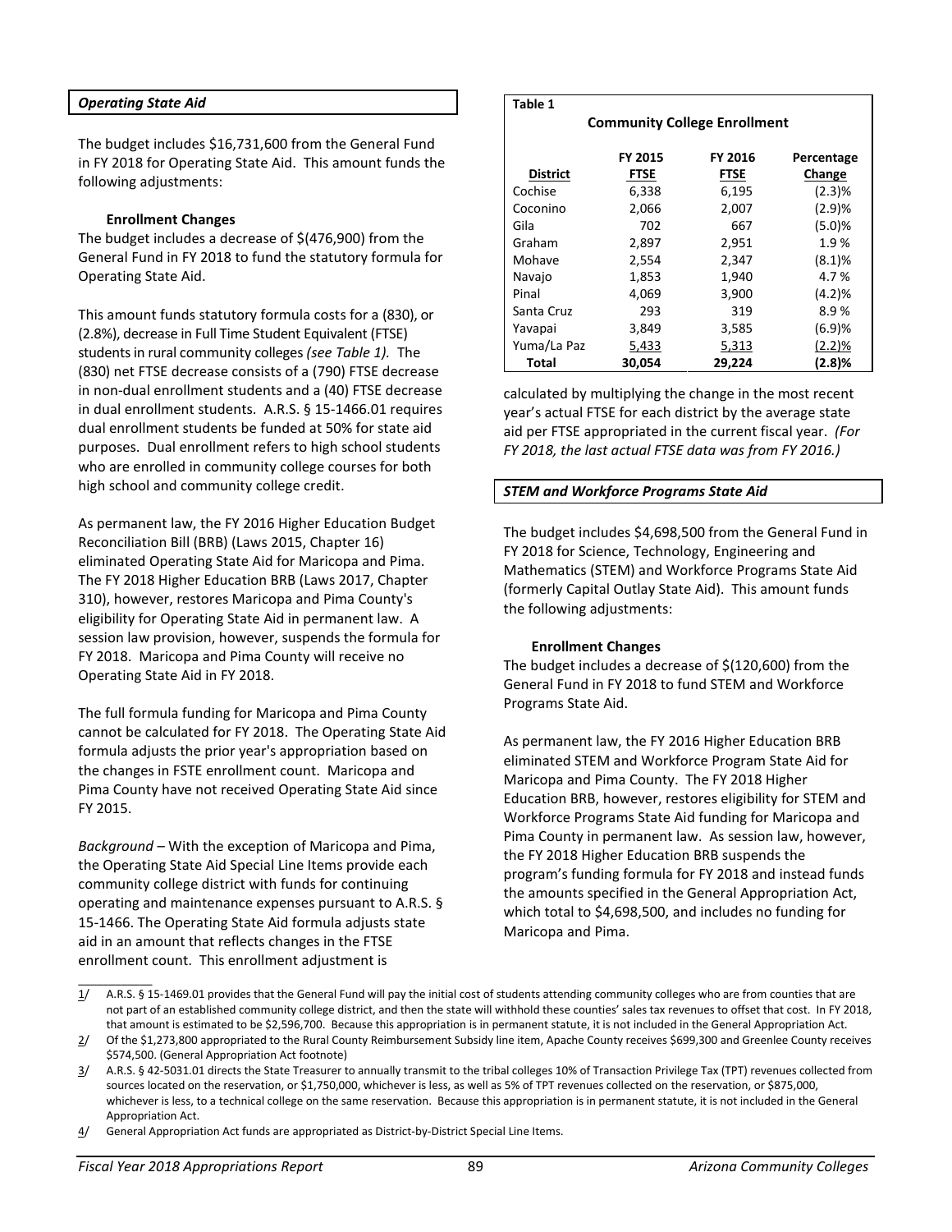### *Operating State Aid*

The budget includes $16,731,600 from the General Fund in FY 2018 for Operating State Aid. This amount funds the following adjustments:

**Enrollment Changes**

The budget includes a decrease of $(476,900) from the General Fund in FY 2018 to fund the statutory formula for Operating State Aid.

This amount funds statutory formula costs for a (830), or (2.8%), decrease in Full Time Student Equivalent (FTSE) students in rural community colleges *(see Table 1)*. The (830) net FTSE decrease consists of a (790) FTSE decrease in non-dual enrollment students and a (40) FTSE decrease in dual enrollment students. A.R.S. § 15-1466.01 requires dual enrollment students be funded at 50% for state aid purposes. Dual enrollment refers to high school students who are enrolled in community college courses for both high school and community college credit.

As permanent law, the FY 2016 Higher Education Budget Reconciliation Bill (BRB) (Laws 2015, Chapter 16) eliminated Operating State Aid for Maricopa and Pima. The FY 2018 Higher Education BRB (Laws 2017, Chapter 310), however, restores Maricopa and Pima County's eligibility for Operating State Aid in permanent law. A session law provision, however, suspends the formula for FY 2018. Maricopa and Pima County will receive no Operating State Aid in FY 2018.

The full formula funding for Maricopa and Pima County cannot be calculated for FY 2018. The Operating State Aid formula adjusts the prior year's appropriation based on the changes in FSTE enrollment count. Maricopa and Pima County have not received Operating State Aid since FY 2015.

*Background* – With the exception of Maricopa and Pima, the Operating State Aid Special Line Items provide each community college district with funds for continuing operating and maintenance expenses pursuant to A.R.S. § 15-1466. The Operating State Aid formula adjusts state aid in an amount that reflects changes in the FTSE enrollment count. This enrollment adjustment is calculated by multiplying the change in the most recent year's actual FTSE for each district by the average state aid per FTSE appropriated in the current fiscal year. *(For FY 2018, the last actual FTSE data was from FY 2016.)*

**Table 1**

**Community College Enrollment**

| District | FY 2015 FTSE | FY 2016 FTSE | Percentage Change |
|---|---|---|---|
| Cochise | 6,338 | 6,195 | (2.3)% |
| Coconino | 2,066 | 2,007 | (2.9)% |
| Gila | 702 | 667 | (5.0)% |
| Graham | 2,897 | 2,951 | 1.9 % |
| Mohave | 2,554 | 2,347 | (8.1)% |
| Navajo | 1,853 | 1,940 | 4.7 % |
| Pinal | 4,069 | 3,900 | (4.2)% |
| Santa Cruz | 293 | 319 | 8.9 % |
| Yavapai | 3,849 | 3,585 | (6.9)% |
| Yuma/La Paz | 5,433 | 5,313 | (2.2)% |
| **Total** | **30,054** | **29,224** | **(2.8)%** |

### *STEM and Workforce Programs State Aid*

The budget includes $4,698,500 from the General Fund in FY 2018 for Science, Technology, Engineering and Mathematics (STEM) and Workforce Programs State Aid (formerly Capital Outlay State Aid). This amount funds the following adjustments:

**Enrollment Changes**

The budget includes a decrease of $(120,600) from the General Fund in FY 2018 to fund STEM and Workforce Programs State Aid.

As permanent law, the FY 2016 Higher Education BRB eliminated STEM and Workforce Program State Aid for Maricopa and Pima County. The FY 2018 Higher Education BRB, however, restores eligibility for STEM and Workforce Programs State Aid funding for Maricopa and Pima County in permanent law. As session law, however, the FY 2018 Higher Education BRB suspends the program's funding formula for FY 2018 and instead funds the amounts specified in the General Appropriation Act, which total to $4,698,500, and includes no funding for Maricopa and Pima.

---

1/ A.R.S. § 15-1469.01 provides that the General Fund will pay the initial cost of students attending community colleges who are from counties that are not part of an established community college district, and then the state will withhold these counties' sales tax revenues to offset that cost. In FY 2018, that amount is estimated to be $2,596,700. Because this appropriation is in permanent statute, it is not included in the General Appropriation Act.

2/ Of the $1,273,800 appropriated to the Rural County Reimbursement Subsidy line item, Apache County receives $699,300 and Greenlee County receives $574,500. (General Appropriation Act footnote)

3/ A.R.S. § 42-5031.01 directs the State Treasurer to annually transmit to the tribal colleges 10% of Transaction Privilege Tax (TPT) revenues collected from sources located on the reservation, or $1,750,000, whichever is less, as well as 5% of TPT revenues collected on the reservation, or $875,000, whichever is less, to a technical college on the same reservation. Because this appropriation is in permanent statute, it is not included in the General Appropriation Act.

4/ General Appropriation Act funds are appropriated as District-by-District Special Line Items.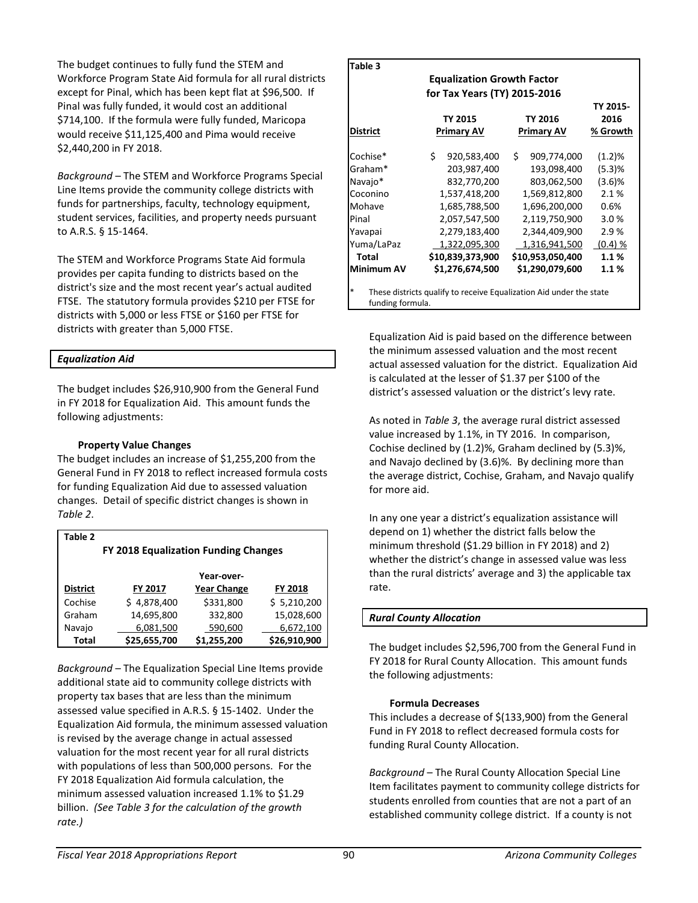The budget continues to fully fund the STEM and Workforce Program State Aid formula for all rural districts except for Pinal, which has been kept flat at $96,500. If Pinal was fully funded, it would cost an additional $714,100. If the formula were fully funded, Maricopa would receive $11,125,400 and Pima would receive $2,440,200 in FY 2018.

*Background* – The STEM and Workforce Programs Special Line Items provide the community college districts with funds for partnerships, faculty, technology equipment, student services, facilities, and property needs pursuant to A.R.S. § 15-1464.

The STEM and Workforce Programs State Aid formula provides per capita funding to districts based on the district's size and the most recent year's actual audited FTSE. The statutory formula provides $210 per FTSE for districts with 5,000 or less FTSE or $160 per FTSE for districts with greater than 5,000 FTSE.

### *Equalization Aid*

The budget includes $26,910,900 from the General Fund in FY 2018 for Equalization Aid. This amount funds the following adjustments:

**Property Value Changes**

The budget includes an increase of $1,255,200 from the General Fund in FY 2018 to reflect increased formula costs for funding Equalization Aid due to assessed valuation changes. Detail of specific district changes is shown in *Table 2*.

**Table 2**

**FY 2018 Equalization Funding Changes**

| District | FY 2017 | Year-over-Year Change | FY 2018 |
|---|---|---|---|
| Cochise | $ 4,878,400 | $331,800 | $ 5,210,200 |
| Graham | 14,695,800 | 332,800 | 15,028,600 |
| Navajo | 6,081,500 | 590,600 | 6,672,100 |
| **Total** | **$25,655,700** | **$1,255,200** | **$26,910,900** |

*Background* – The Equalization Special Line Items provide additional state aid to community college districts with property tax bases that are less than the minimum assessed value specified in A.R.S. § 15-1402. Under the Equalization Aid formula, the minimum assessed valuation is revised by the average change in actual assessed valuation for the most recent year for all rural districts with populations of less than 500,000 persons. For the FY 2018 Equalization Aid formula calculation, the minimum assessed valuation increased 1.1% to $1.29 billion. *(See Table 3 for the calculation of the growth rate.)*

**Table 3**

**Equalization Growth Factor for Tax Years (TY) 2015-2016**

| District | TY 2015 Primary AV | TY 2016 Primary AV | TY 2015-2016 % Growth |
|---|---|---|---|
| Cochise* | $ 920,583,400 | $ 909,774,000 | (1.2)% |
| Graham* | 203,987,400 | 193,098,400 | (5.3)% |
| Navajo* | 832,770,200 | 803,062,500 | (3.6)% |
| Coconino | 1,537,418,200 | 1,569,812,800 | 2.1 % |
| Mohave | 1,685,788,500 | 1,696,200,000 | 0.6% |
| Pinal | 2,057,547,500 | 2,119,750,900 | 3.0 % |
| Yavapai | 2,279,183,400 | 2,344,409,900 | 2.9 % |
| Yuma/LaPaz | 1,322,095,300 | 1,316,941,500 | (0.4) % |
| **Total** | **$10,839,373,900** | **$10,953,050,400** | **1.1 %** |
| **Minimum AV** | **$1,276,674,500** | **$1,290,079,600** | **1.1 %** |

\* These districts qualify to receive Equalization Aid under the state funding formula.

Equalization Aid is paid based on the difference between the minimum assessed valuation and the most recent actual assessed valuation for the district. Equalization Aid is calculated at the lesser of $1.37 per $100 of the district's assessed valuation or the district's levy rate.

As noted in *Table 3*, the average rural district assessed value increased by 1.1%, in TY 2016. In comparison, Cochise declined by (1.2)%, Graham declined by (5.3)%, and Navajo declined by (3.6)%. By declining more than the average district, Cochise, Graham, and Navajo qualify for more aid.

In any one year a district's equalization assistance will depend on 1) whether the district falls below the minimum threshold ($1.29 billion in FY 2018) and 2) whether the district's change in assessed value was less than the rural districts' average and 3) the applicable tax rate.

### *Rural County Allocation*

The budget includes $2,596,700 from the General Fund in FY 2018 for Rural County Allocation. This amount funds the following adjustments:

**Formula Decreases**

This includes a decrease of $(133,900) from the General Fund in FY 2018 to reflect decreased formula costs for funding Rural County Allocation.

*Background* – The Rural County Allocation Special Line Item facilitates payment to community college districts for students enrolled from counties that are not a part of an established community college district. If a county is not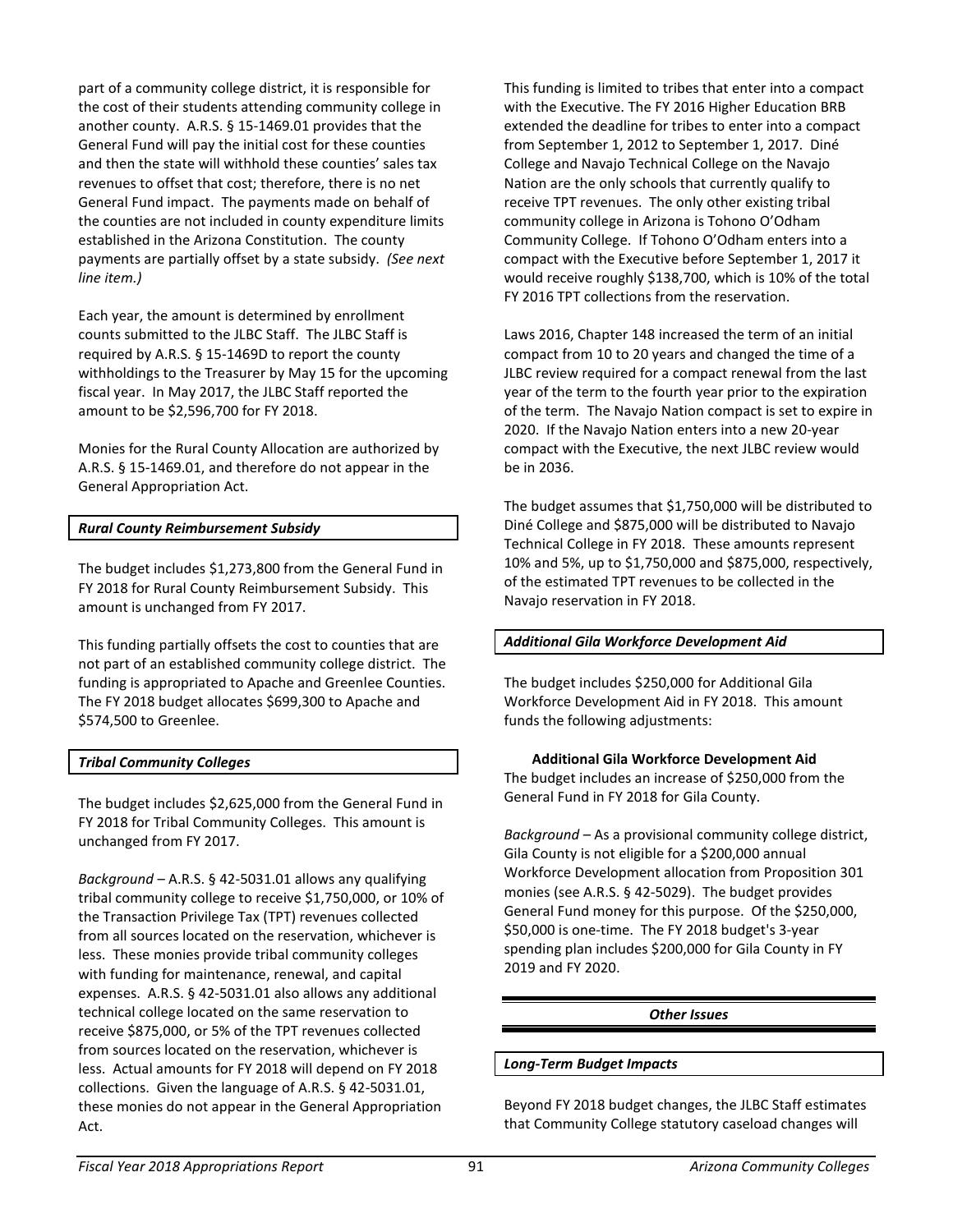part of a community college district, it is responsible for the cost of their students attending community college in another county. A.R.S. § 15-1469.01 provides that the General Fund will pay the initial cost for these counties and then the state will withhold these counties' sales tax revenues to offset that cost; therefore, there is no net General Fund impact. The payments made on behalf of the counties are not included in county expenditure limits established in the Arizona Constitution. The county payments are partially offset by a state subsidy. *(See next line item.)*

Each year, the amount is determined by enrollment counts submitted to the JLBC Staff. The JLBC Staff is required by A.R.S. § 15-1469D to report the county withholdings to the Treasurer by May 15 for the upcoming fiscal year. In May 2017, the JLBC Staff reported the amount to be $2,596,700 for FY 2018.

Monies for the Rural County Allocation are authorized by A.R.S. § 15-1469.01, and therefore do not appear in the General Appropriation Act.

### *Rural County Reimbursement Subsidy*

The budget includes $1,273,800 from the General Fund in FY 2018 for Rural County Reimbursement Subsidy. This amount is unchanged from FY 2017.

This funding partially offsets the cost to counties that are not part of an established community college district. The funding is appropriated to Apache and Greenlee Counties. The FY 2018 budget allocates $699,300 to Apache and $574,500 to Greenlee.

### *Tribal Community Colleges*

The budget includes $2,625,000 from the General Fund in FY 2018 for Tribal Community Colleges. This amount is unchanged from FY 2017.

*Background* – A.R.S. § 42-5031.01 allows any qualifying tribal community college to receive $1,750,000, or 10% of the Transaction Privilege Tax (TPT) revenues collected from all sources located on the reservation, whichever is less. These monies provide tribal community colleges with funding for maintenance, renewal, and capital expenses. A.R.S. § 42-5031.01 also allows any additional technical college located on the same reservation to receive $875,000, or 5% of the TPT revenues collected from sources located on the reservation, whichever is less. Actual amounts for FY 2018 will depend on FY 2018 collections. Given the language of A.R.S. § 42-5031.01, these monies do not appear in the General Appropriation Act.

This funding is limited to tribes that enter into a compact with the Executive. The FY 2016 Higher Education BRB extended the deadline for tribes to enter into a compact from September 1, 2012 to September 1, 2017. Diné College and Navajo Technical College on the Navajo Nation are the only schools that currently qualify to receive TPT revenues. The only other existing tribal community college in Arizona is Tohono O'Odham Community College. If Tohono O'Odham enters into a compact with the Executive before September 1, 2017 it would receive roughly $138,700, which is 10% of the total FY 2016 TPT collections from the reservation.

Laws 2016, Chapter 148 increased the term of an initial compact from 10 to 20 years and changed the time of a JLBC review required for a compact renewal from the last year of the term to the fourth year prior to the expiration of the term. The Navajo Nation compact is set to expire in 2020. If the Navajo Nation enters into a new 20-year compact with the Executive, the next JLBC review would be in 2036.

The budget assumes that $1,750,000 will be distributed to Diné College and $875,000 will be distributed to Navajo Technical College in FY 2018. These amounts represent 10% and 5%, up to $1,750,000 and $875,000, respectively, of the estimated TPT revenues to be collected in the Navajo reservation in FY 2018.

### *Additional Gila Workforce Development Aid*

The budget includes $250,000 for Additional Gila Workforce Development Aid in FY 2018. This amount funds the following adjustments:

**Additional Gila Workforce Development Aid**
The budget includes an increase of $250,000 from the General Fund in FY 2018 for Gila County.

*Background* – As a provisional community college district, Gila County is not eligible for a $200,000 annual Workforce Development allocation from Proposition 301 monies (see A.R.S. § 42-5029). The budget provides General Fund money for this purpose. Of the $250,000, $50,000 is one-time. The FY 2018 budget's 3-year spending plan includes $200,000 for Gila County in FY 2019 and FY 2020.

## *Other Issues*

### *Long-Term Budget Impacts*

Beyond FY 2018 budget changes, the JLBC Staff estimates that Community College statutory caseload changes will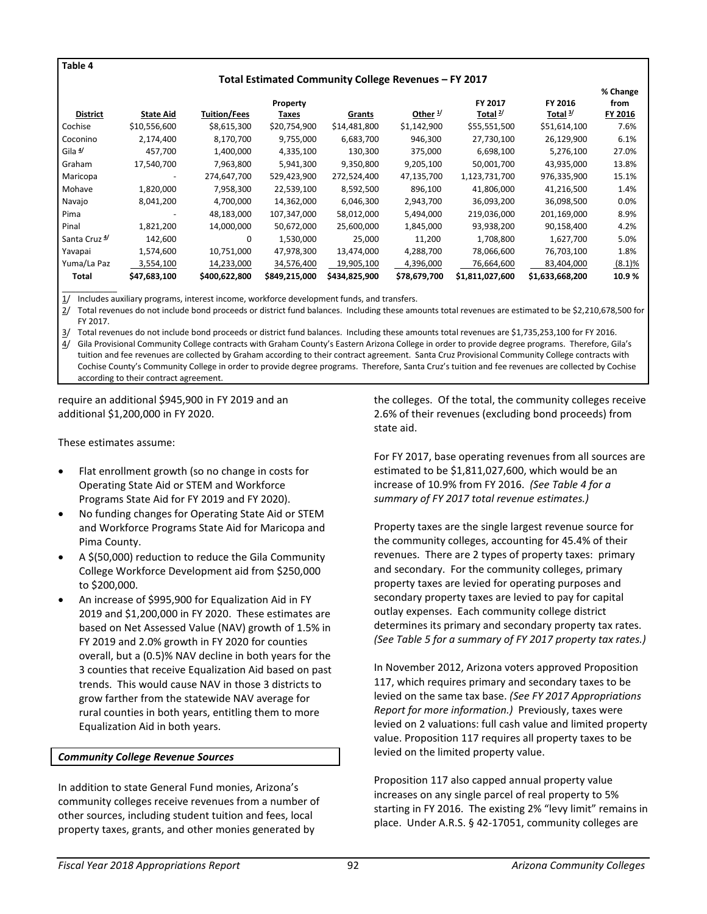**Table 4**

**Total Estimated Community College Revenues – FY 2017**

| District | State Aid | Tuition/Fees | Property Taxes | Grants | Other [1/] | FY 2017 Total [2/] | FY 2016 Total [3/] | % Change from FY 2016 |
|---|---|---|---|---|---|---|---|---|
| Cochise | $10,556,600 | $8,615,300 | $20,754,900 | $14,481,800 | $1,142,900 | $55,551,500 | $51,614,100 | 7.6% |
| Coconino | 2,174,400 | 8,170,700 | 9,755,000 | 6,683,700 | 946,300 | 27,730,100 | 26,129,900 | 6.1% |
| Gila [4/] | 457,700 | 1,400,000 | 4,335,100 | 130,300 | 375,000 | 6,698,100 | 5,276,100 | 27.0% |
| Graham | 17,540,700 | 7,963,800 | 5,941,300 | 9,350,800 | 9,205,100 | 50,001,700 | 43,935,000 | 13.8% |
| Maricopa | - | 274,647,700 | 529,423,900 | 272,524,400 | 47,135,700 | 1,123,731,700 | 976,335,900 | 15.1% |
| Mohave | 1,820,000 | 7,958,300 | 22,539,100 | 8,592,500 | 896,100 | 41,806,000 | 41,216,500 | 1.4% |
| Navajo | 8,041,200 | 4,700,000 | 14,362,000 | 6,046,300 | 2,943,700 | 36,093,200 | 36,098,500 | 0.0% |
| Pima | - | 48,183,000 | 107,347,000 | 58,012,000 | 5,494,000 | 219,036,000 | 201,169,000 | 8.9% |
| Pinal | 1,821,200 | 14,000,000 | 50,672,000 | 25,600,000 | 1,845,000 | 93,938,200 | 90,158,400 | 4.2% |
| Santa Cruz [4/] | 142,600 | 0 | 1,530,000 | 25,000 | 11,200 | 1,708,800 | 1,627,700 | 5.0% |
| Yavapai | 1,574,600 | 10,751,000 | 47,978,300 | 13,474,000 | 4,288,700 | 78,066,600 | 76,703,100 | 1.8% |
| Yuma/La Paz | 3,554,100 | 14,233,000 | 34,576,400 | 19,905,100 | 4,396,000 | 76,664,600 | 83,404,000 | (8.1)% |
| **Total** | **$47,683,100** | **$400,622,800** | **$849,215,000** | **$434,825,900** | **$78,679,700** | **$1,811,027,600** | **$1,633,668,200** | **10.9 %** |

1/ Includes auxiliary programs, interest income, workforce development funds, and transfers.
2/ Total revenues do not include bond proceeds or district fund balances. Including these amounts total revenues are estimated to be $2,210,678,500 for FY 2017.
3/ Total revenues do not include bond proceeds or district fund balances. Including these amounts total revenues are $1,735,253,100 for FY 2016.
4/ Gila Provisional Community College contracts with Graham County's Eastern Arizona College in order to provide degree programs. Therefore, Gila's tuition and fee revenues are collected by Graham according to their contract agreement. Santa Cruz Provisional Community College contracts with Cochise County's Community College in order to provide degree programs. Therefore, Santa Cruz's tuition and fee revenues are collected by Cochise according to their contract agreement.

require an additional $945,900 in FY 2019 and an additional $1,200,000 in FY 2020.

These estimates assume:

- Flat enrollment growth (so no change in costs for Operating State Aid or STEM and Workforce Programs State Aid for FY 2019 and FY 2020).
- No funding changes for Operating State Aid or STEM and Workforce Programs State Aid for Maricopa and Pima County.
- A $(50,000) reduction to reduce the Gila Community College Workforce Development aid from $250,000 to $200,000.
- An increase of $995,900 for Equalization Aid in FY 2019 and $1,200,000 in FY 2020. These estimates are based on Net Assessed Value (NAV) growth of 1.5% in FY 2019 and 2.0% growth in FY 2020 for counties overall, but a (0.5)% NAV decline in both years for the 3 counties that receive Equalization Aid based on past trends. This would cause NAV in those 3 districts to grow farther from the statewide NAV average for rural counties in both years, entitling them to more Equalization Aid in both years.

***Community College Revenue Sources***

In addition to state General Fund monies, Arizona's community colleges receive revenues from a number of other sources, including student tuition and fees, local property taxes, grants, and other monies generated by the colleges. Of the total, the community colleges receive 2.6% of their revenues (excluding bond proceeds) from state aid.

For FY 2017, base operating revenues from all sources are estimated to be $1,811,027,600, which would be an increase of 10.9% from FY 2016. *(See Table 4 for a summary of FY 2017 total revenue estimates.)*

Property taxes are the single largest revenue source for the community colleges, accounting for 45.4% of their revenues. There are 2 types of property taxes: primary and secondary. For the community colleges, primary property taxes are levied for operating purposes and secondary property taxes are levied to pay for capital outlay expenses. Each community college district determines its primary and secondary property tax rates. *(See Table 5 for a summary of FY 2017 property tax rates.)*

In November 2012, Arizona voters approved Proposition 117, which requires primary and secondary taxes to be levied on the same tax base. *(See FY 2017 Appropriations Report for more information.)* Previously, taxes were levied on 2 valuations: full cash value and limited property value. Proposition 117 requires all property taxes to be levied on the limited property value.

Proposition 117 also capped annual property value increases on any single parcel of real property to 5% starting in FY 2016. The existing 2% "levy limit" remains in place. Under A.R.S. § 42-17051, community colleges are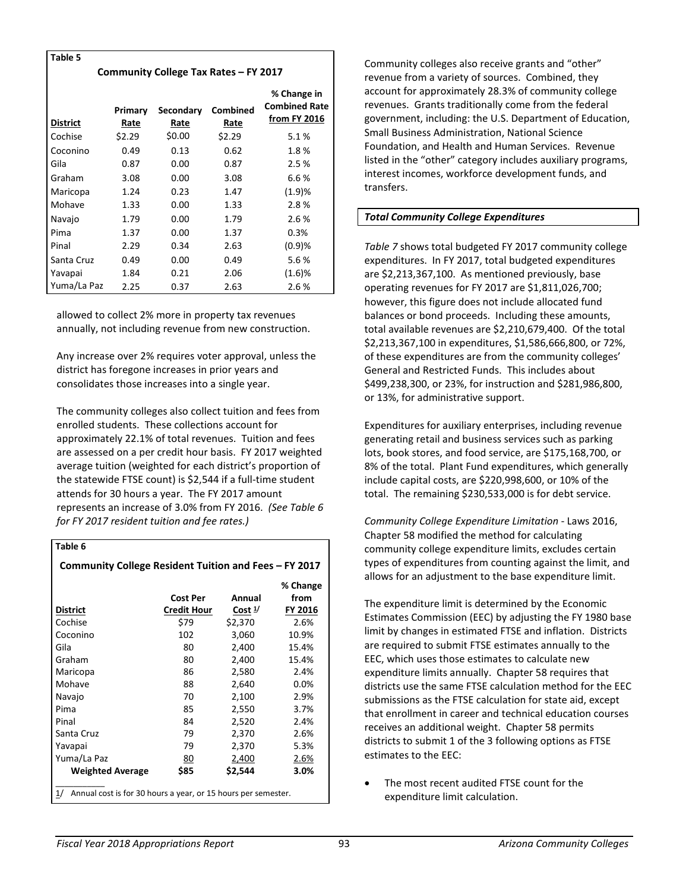**Table 5**

**Community College Tax Rates – FY 2017**

| District | Primary Rate | Secondary Rate | Combined Rate | % Change in Combined Rate from FY 2016 |
|---|---|---|---|---|
| Cochise | $2.29 | $0.00 | $2.29 | 5.1 % |
| Coconino | 0.49 | 0.13 | 0.62 | 1.8 % |
| Gila | 0.87 | 0.00 | 0.87 | 2.5 % |
| Graham | 3.08 | 0.00 | 3.08 | 6.6 % |
| Maricopa | 1.24 | 0.23 | 1.47 | (1.9)% |
| Mohave | 1.33 | 0.00 | 1.33 | 2.8 % |
| Navajo | 1.79 | 0.00 | 1.79 | 2.6 % |
| Pima | 1.37 | 0.00 | 1.37 | 0.3% |
| Pinal | 2.29 | 0.34 | 2.63 | (0.9)% |
| Santa Cruz | 0.49 | 0.00 | 0.49 | 5.6 % |
| Yavapai | 1.84 | 0.21 | 2.06 | (1.6)% |
| Yuma/La Paz | 2.25 | 0.37 | 2.63 | 2.6 % |

allowed to collect 2% more in property tax revenues annually, not including revenue from new construction.

Any increase over 2% requires voter approval, unless the district has foregone increases in prior years and consolidates those increases into a single year.

The community colleges also collect tuition and fees from enrolled students. These collections account for approximately 22.1% of total revenues. Tuition and fees are assessed on a per credit hour basis. FY 2017 weighted average tuition (weighted for each district's proportion of the statewide FTSE count) is $2,544 if a full-time student attends for 30 hours a year. The FY 2017 amount represents an increase of 3.0% from FY 2016. *(See Table 6 for FY 2017 resident tuition and fee rates.)*

**Table 6**

**Community College Resident Tuition and Fees – FY 2017**

| District | Cost Per Credit Hour | Annual Cost [1/] | % Change from FY 2016 |
|---|---|---|---|
| Cochise | $79 | $2,370 | 2.6% |
| Coconino | 102 | 3,060 | 10.9% |
| Gila | 80 | 2,400 | 15.4% |
| Graham | 80 | 2,400 | 15.4% |
| Maricopa | 86 | 2,580 | 2.4% |
| Mohave | 88 | 2,640 | 0.0% |
| Navajo | 70 | 2,100 | 2.9% |
| Pima | 85 | 2,550 | 3.7% |
| Pinal | 84 | 2,520 | 2.4% |
| Santa Cruz | 79 | 2,370 | 2.6% |
| Yavapai | 79 | 2,370 | 5.3% |
| Yuma/La Paz | 80 | 2,400 | 2.6% |
| **Weighted Average** | **$85** | **$2,544** | **3.0%** |

1/ Annual cost is for 30 hours a year, or 15 hours per semester.

Community colleges also receive grants and "other" revenue from a variety of sources. Combined, they account for approximately 28.3% of community college revenues. Grants traditionally come from the federal government, including: the U.S. Department of Education, Small Business Administration, National Science Foundation, and Health and Human Services. Revenue listed in the "other" category includes auxiliary programs, interest incomes, workforce development funds, and transfers.

***Total Community College Expenditures***

*Table 7* shows total budgeted FY 2017 community college expenditures. In FY 2017, total budgeted expenditures are $2,213,367,100. As mentioned previously, base operating revenues for FY 2017 are $1,811,026,700; however, this figure does not include allocated fund balances or bond proceeds. Including these amounts, total available revenues are $2,210,679,400. Of the total $2,213,367,100 in expenditures, $1,586,666,800, or 72%, of these expenditures are from the community colleges' General and Restricted Funds. This includes about $499,238,300, or 23%, for instruction and $281,986,800, or 13%, for administrative support.

Expenditures for auxiliary enterprises, including revenue generating retail and business services such as parking lots, book stores, and food service, are $175,168,700, or 8% of the total. Plant Fund expenditures, which generally include capital costs, are $220,998,600, or 10% of the total. The remaining $230,533,000 is for debt service.

*Community College Expenditure Limitation* - Laws 2016, Chapter 58 modified the method for calculating community college expenditure limits, excludes certain types of expenditures from counting against the limit, and allows for an adjustment to the base expenditure limit.

The expenditure limit is determined by the Economic Estimates Commission (EEC) by adjusting the FY 1980 base limit by changes in estimated FTSE and inflation. Districts are required to submit FTSE estimates annually to the EEC, which uses those estimates to calculate new expenditure limits annually. Chapter 58 requires that districts use the same FTSE calculation method for the EEC submissions as the FTSE calculation for state aid, except that enrollment in career and technical education courses receives an additional weight. Chapter 58 permits districts to submit 1 of the 3 following options as FTSE estimates to the EEC:

- The most recent audited FTSE count for the expenditure limit calculation.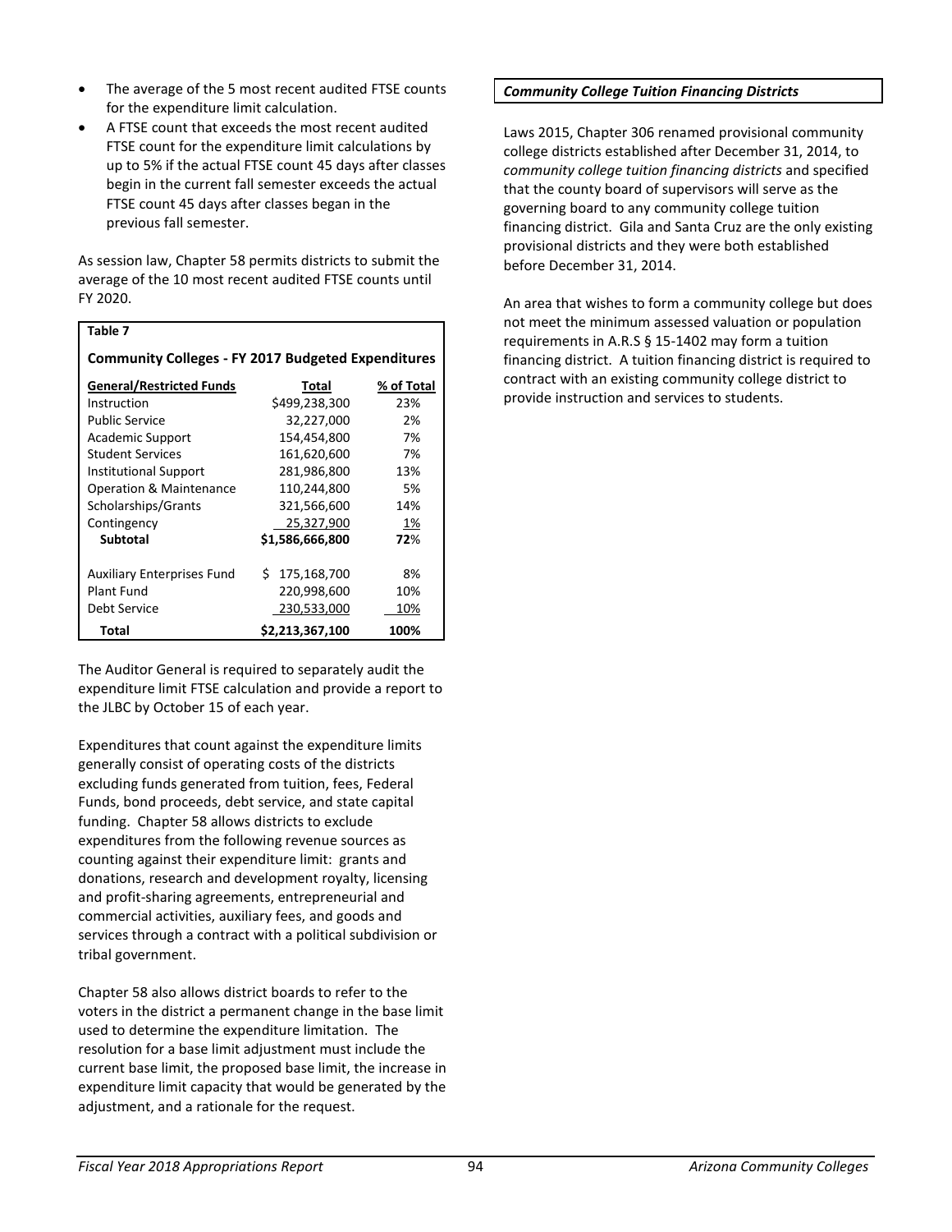- The average of the 5 most recent audited FTSE counts for the expenditure limit calculation.
- A FTSE count that exceeds the most recent audited FTSE count for the expenditure limit calculations by up to 5% if the actual FTSE count 45 days after classes begin in the current fall semester exceeds the actual FTSE count 45 days after classes began in the previous fall semester.

As session law, Chapter 58 permits districts to submit the average of the 10 most recent audited FTSE counts until FY 2020.

**Table 7**

**Community Colleges - FY 2017 Budgeted Expenditures**

| General/Restricted Funds | Total | % of Total |
|---|---|---|
| Instruction | $499,238,300 | 23% |
| Public Service | 32,227,000 | 2% |
| Academic Support | 154,454,800 | 7% |
| Student Services | 161,620,600 | 7% |
| Institutional Support | 281,986,800 | 13% |
| Operation & Maintenance | 110,244,800 | 5% |
| Scholarships/Grants | 321,566,600 | 14% |
| Contingency | 25,327,900 | 1% |
| **Subtotal** | **$1,586,666,800** | **72%** |
| | | |
| Auxiliary Enterprises Fund | $ 175,168,700 | 8% |
| Plant Fund | 220,998,600 | 10% |
| Debt Service | 230,533,000 | 10% |
| **Total** | **$2,213,367,100** | **100%** |

The Auditor General is required to separately audit the expenditure limit FTSE calculation and provide a report to the JLBC by October 15 of each year.

Expenditures that count against the expenditure limits generally consist of operating costs of the districts excluding funds generated from tuition, fees, Federal Funds, bond proceeds, debt service, and state capital funding. Chapter 58 allows districts to exclude expenditures from the following revenue sources as counting against their expenditure limit: grants and donations, research and development royalty, licensing and profit-sharing agreements, entrepreneurial and commercial activities, auxiliary fees, and goods and services through a contract with a political subdivision or tribal government.

Chapter 58 also allows district boards to refer to the voters in the district a permanent change in the base limit used to determine the expenditure limitation. The resolution for a base limit adjustment must include the current base limit, the proposed base limit, the increase in expenditure limit capacity that would be generated by the adjustment, and a rationale for the request.

***Community College Tuition Financing Districts***

Laws 2015, Chapter 306 renamed provisional community college districts established after December 31, 2014, to *community college tuition financing districts* and specified that the county board of supervisors will serve as the governing board to any community college tuition financing district. Gila and Santa Cruz are the only existing provisional districts and they were both established before December 31, 2014.

An area that wishes to form a community college but does not meet the minimum assessed valuation or population requirements in A.R.S § 15-1402 may form a tuition financing district. A tuition financing district is required to contract with an existing community college district to provide instruction and services to students.